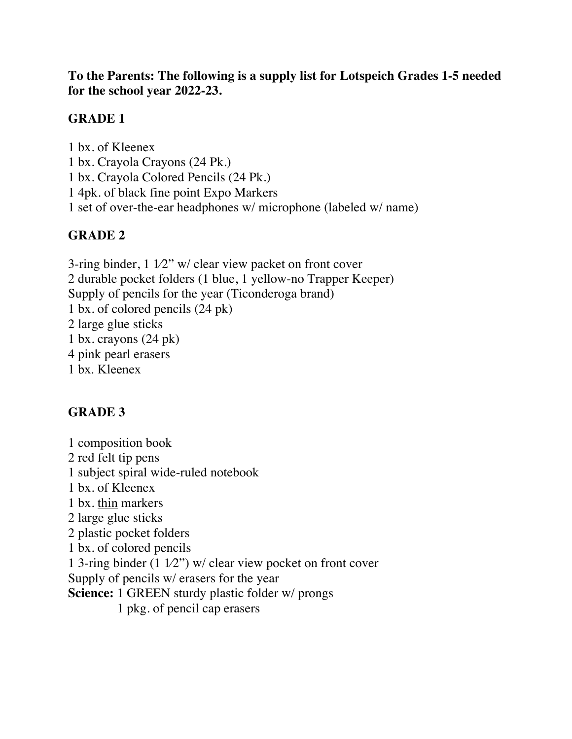**To the Parents: The following is a supply list for Lotspeich Grades 1-5 needed for the school year 2022-23.**

## GRADE 1

1 bx. of Kleenex
1 bx. Crayola Crayons (24 Pk.)
1 bx. Crayola Colored Pencils (24 Pk.)
1 4pk. of black fine point Expo Markers
1 set of over-the-ear headphones w/ microphone (labeled w/ name)

## GRADE 2

3-ring binder, 1 1⁄2" w/ clear view packet on front cover
2 durable pocket folders (1 blue, 1 yellow-no Trapper Keeper)
Supply of pencils for the year (Ticonderoga brand)
1 bx. of colored pencils (24 pk)
2 large glue sticks
1 bx. crayons (24 pk)
4 pink pearl erasers
1 bx. Kleenex

## GRADE 3

1 composition book
2 red felt tip pens
1 subject spiral wide-ruled notebook
1 bx. of Kleenex
1 bx. <u>thin</u> markers
2 large glue sticks
2 plastic pocket folders
1 bx. of colored pencils
1 3-ring binder (1 1⁄2") w/ clear view pocket on front cover
Supply of pencils w/ erasers for the year
**Science:** 1 GREEN sturdy plastic folder w/ prongs
1 pkg. of pencil cap erasers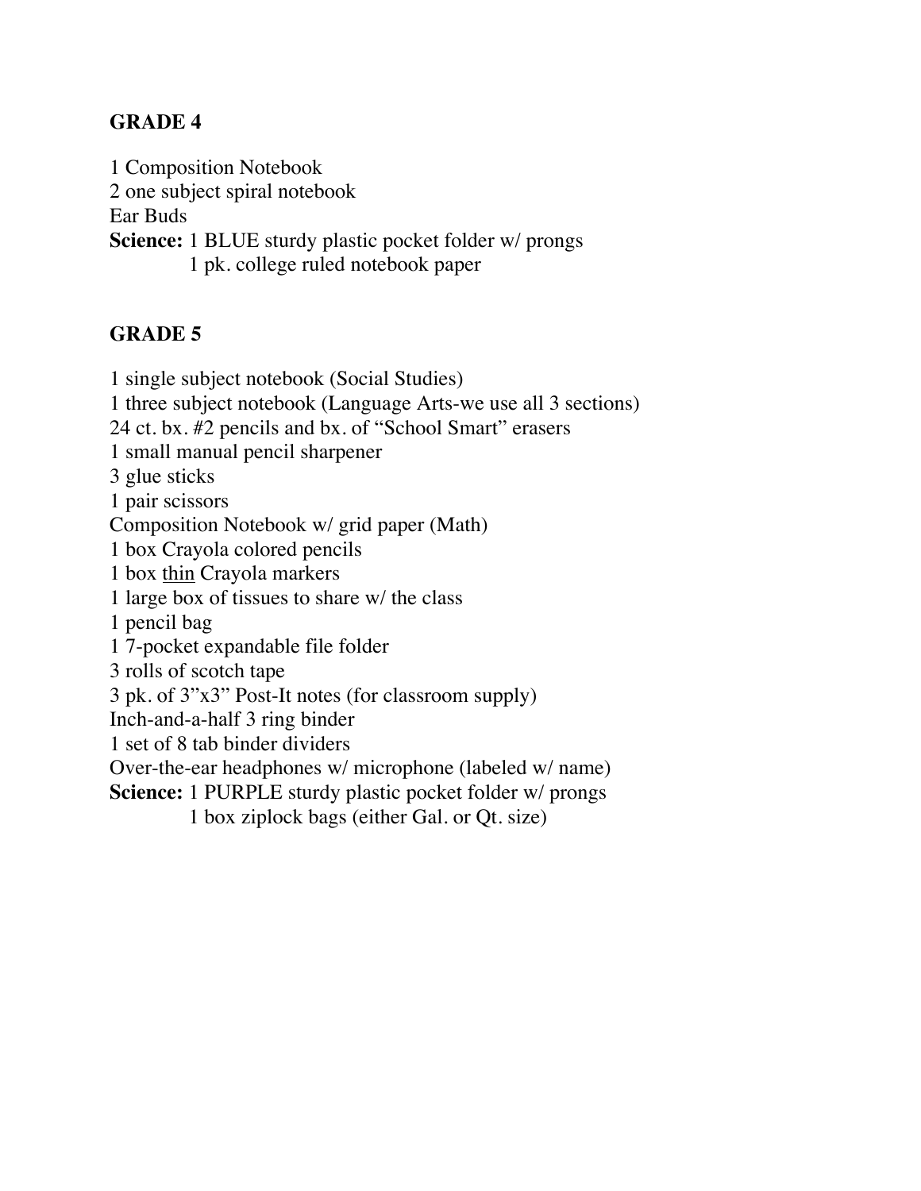## GRADE 4

1 Composition Notebook
2 one subject spiral notebook
Ear Buds
**Science:** 1 BLUE sturdy plastic pocket folder w/ prongs
1 pk. college ruled notebook paper

## GRADE 5

1 single subject notebook (Social Studies)
1 three subject notebook (Language Arts-we use all 3 sections)
24 ct. bx. #2 pencils and bx. of "School Smart" erasers
1 small manual pencil sharpener
3 glue sticks
1 pair scissors
Composition Notebook w/ grid paper (Math)
1 box Crayola colored pencils
1 box <u>thin</u> Crayola markers
1 large box of tissues to share w/ the class
1 pencil bag
1 7-pocket expandable file folder
3 rolls of scotch tape
3 pk. of 3"x3" Post-It notes (for classroom supply)
Inch-and-a-half 3 ring binder
1 set of 8 tab binder dividers
Over-the-ear headphones w/ microphone (labeled w/ name)
**Science:** 1 PURPLE sturdy plastic pocket folder w/ prongs
1 box ziplock bags (either Gal. or Qt. size)